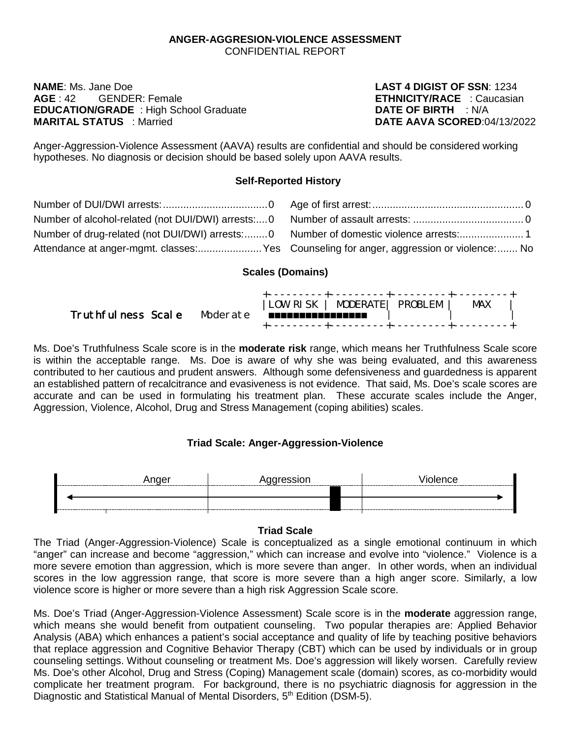**ANGER-AGGRESION-VIOLENCE ASSESSMENT**
CONFIDENTIAL REPORT

**NAME**: Ms. Jane Doe
**AGE** : 42 GENDER: Female
**EDUCATION/GRADE** : High School Graduate
**MARITAL STATUS** : Married

**LAST 4 DIGIST OF SSN**: 1234
**ETHNICITY/RACE** : Caucasian
**DATE OF BIRTH** : N/A
**DATE AAVA SCORED**:04/13/2022

Anger-Aggression-Violence Assessment (AAVA) results are confidential and should be considered working hypotheses. No diagnosis or decision should be based solely upon AAVA results.

### Self-Reported History

| | | | |
|---|---|---|---|
| Number of DUI/DWI arrests: | 0 | Age of first arrest: | 0 |
| Number of alcohol-related (not DUI/DWI) arrests: | 0 | Number of assault arrests: | 0 |
| Number of drug-related (not DUI/DWI) arrests: | 0 | Number of domestic violence arrests: | 1 |
| Attendance at anger-mgmt. classes: | Yes | Counseling for anger, aggression or violence: | No |

### Scales (Domains)

| Scale | Risk | LOW RISK | MODERATE | PROBLEM | MAX |
|---|---|---|---|---|---|
| Truthfulness Scale | Moderate | ■■■■■■■■ | ■■■■■■■■ | | |

Ms. Doe's Truthfulness Scale score is in the **moderate risk** range, which means her Truthfulness Scale score is within the acceptable range. Ms. Doe is aware of why she was being evaluated, and this awareness contributed to her cautious and prudent answers. Although some defensiveness and guardedness is apparent an established pattern of recalcitrance and evasiveness is not evidence. That said, Ms. Doe's scale scores are accurate and can be used in formulating his treatment plan. These accurate scales include the Anger, Aggression, Violence, Alcohol, Drug and Stress Management (coping abilities) scales.

### Triad Scale: Anger-Aggression-Violence

| Anger | Aggression | Violence |
|---|---|---|
| | ■ (upper Aggression range) | |

### Triad Scale

The Triad (Anger-Aggression-Violence) Scale is conceptualized as a single emotional continuum in which "anger" can increase and become "aggression," which can increase and evolve into "violence." Violence is a more severe emotion than aggression, which is more severe than anger. In other words, when an individual scores in the low aggression range, that score is more severe than a high anger score. Similarly, a low violence score is higher or more severe than a high risk Aggression Scale score.

Ms. Doe's Triad (Anger-Aggression-Violence Assessment) Scale score is in the **moderate** aggression range, which means she would benefit from outpatient counseling. Two popular therapies are: Applied Behavior Analysis (ABA) which enhances a patient's social acceptance and quality of life by teaching positive behaviors that replace aggression and Cognitive Behavior Therapy (CBT) which can be used by individuals or in group counseling settings. Without counseling or treatment Ms. Doe's aggression will likely worsen. Carefully review Ms. Doe's other Alcohol, Drug and Stress (Coping) Management scale (domain) scores, as co-morbidity would complicate her treatment program. For background, there is no psychiatric diagnosis for aggression in the Diagnostic and Statistical Manual of Mental Disorders, 5th Edition (DSM-5).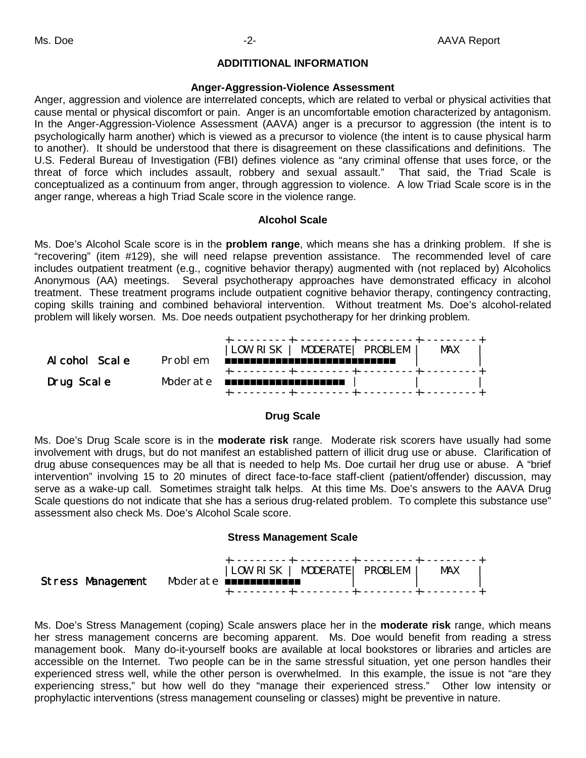## ADDITITIONAL INFORMATION

### Anger-Aggression-Violence Assessment

Anger, aggression and violence are interrelated concepts, which are related to verbal or physical activities that cause mental or physical discomfort or pain. Anger is an uncomfortable emotion characterized by antagonism. In the Anger-Aggression-Violence Assessment (AAVA) anger is a precursor to aggression (the intent is to psychologically harm another) which is viewed as a precursor to violence (the intent is to cause physical harm to another). It should be understood that there is disagreement on these classifications and definitions. The U.S. Federal Bureau of Investigation (FBI) defines violence as "any criminal offense that uses force, or the threat of force which includes assault, robbery and sexual assault." That said, the Triad Scale is conceptualized as a continuum from anger, through aggression to violence. A low Triad Scale score is in the anger range, whereas a high Triad Scale score in the violence range.

### Alcohol Scale

Ms. Doe's Alcohol Scale score is in the **problem range**, which means she has a drinking problem. If she is "recovering" (item #129), she will need relapse prevention assistance. The recommended level of care includes outpatient treatment (e.g., cognitive behavior therapy) augmented with (not replaced by) Alcoholics Anonymous (AA) meetings. Several psychotherapy approaches have demonstrated efficacy in alcohol treatment. These treatment programs include outpatient cognitive behavior therapy, contingency contracting, coping skills training and combined behavioral intervention. Without treatment Ms. Doe's alcohol-related problem will likely worsen. Ms. Doe needs outpatient psychotherapy for her drinking problem.

```
                          +--------+--------+--------+--------+
                          |LOW RISK | MODERATE| PROBLEM |  MAX  |
Alcohol Scale   Problem   ■■■■■■■■■■■■■■■■■■■■■■■■■■■■  |       |
                          +--------+--------+--------+--------+
Drug Scale      Moderate  ■■■■■■■■■■■■■■■■■■■ |        |       |
                          +--------+--------+--------+--------+
```

### Drug Scale

Ms. Doe's Drug Scale score is in the **moderate risk** range. Moderate risk scorers have usually had some involvement with drugs, but do not manifest an established pattern of illicit drug use or abuse. Clarification of drug abuse consequences may be all that is needed to help Ms. Doe curtail her drug use or abuse. A "brief intervention" involving 15 to 20 minutes of direct face-to-face staff-client (patient/offender) discussion, may serve as a wake-up call. Sometimes straight talk helps. At this time Ms. Doe's answers to the AAVA Drug Scale questions do not indicate that she has a serious drug-related problem. To complete this substance use" assessment also check Ms. Doe's Alcohol Scale score.

### Stress Management Scale

```
                            +--------+--------+--------+--------+
                            |LOW RISK | MODERATE| PROBLEM |  MAX  |
Stress Management  Moderate ■■■■■■■■■■■■       |         |       |
                            +--------+--------+--------+--------+
```

Ms. Doe's Stress Management (coping) Scale answers place her in the **moderate risk** range, which means her stress management concerns are becoming apparent. Ms. Doe would benefit from reading a stress management book. Many do-it-yourself books are available at local bookstores or libraries and articles are accessible on the Internet. Two people can be in the same stressful situation, yet one person handles their experienced stress well, while the other person is overwhelmed. In this example, the issue is not "are they experiencing stress," but how well do they "manage their experienced stress." Other low intensity or prophylactic interventions (stress management counseling or classes) might be preventive in nature.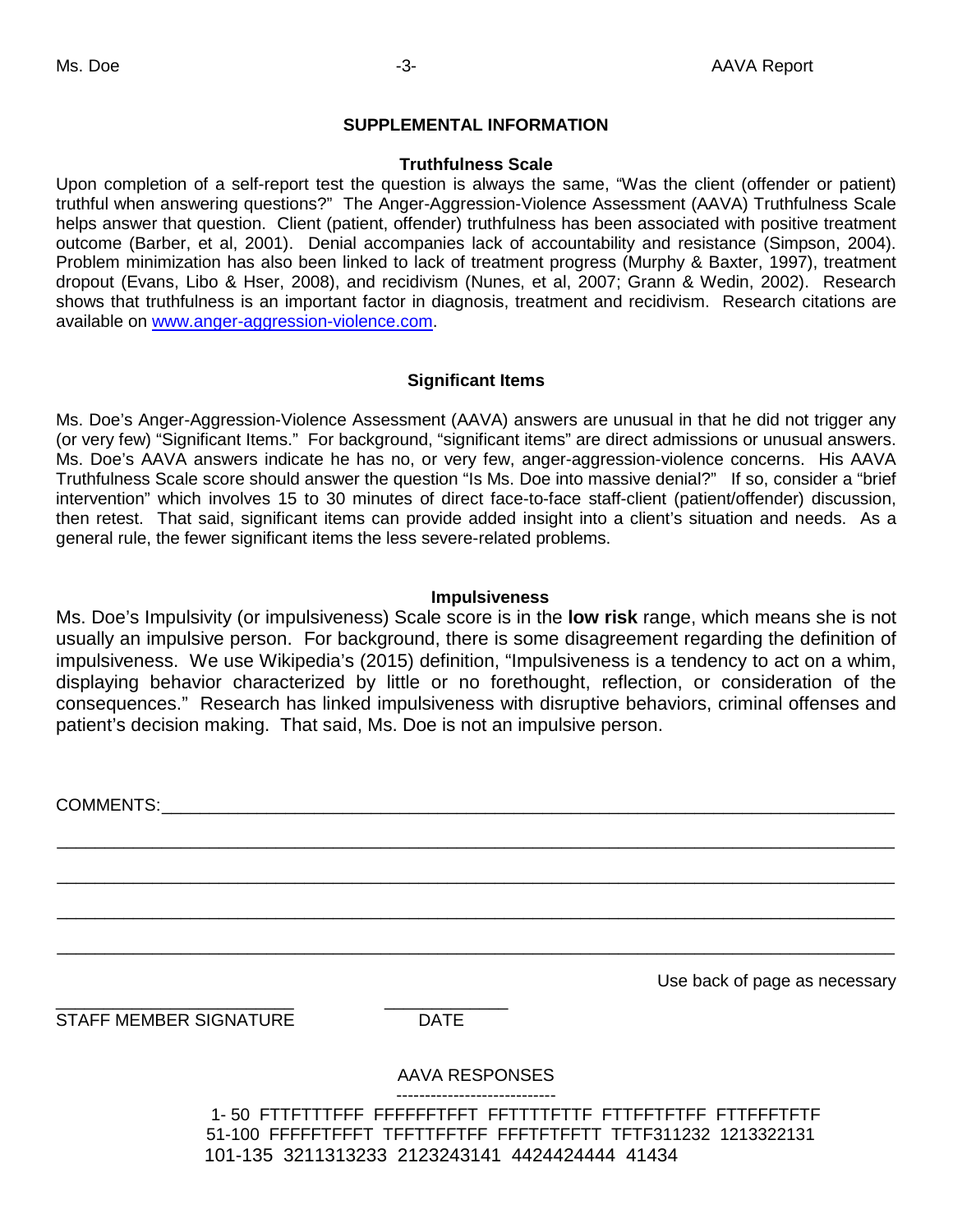## SUPPLEMENTAL INFORMATION

### Truthfulness Scale

Upon completion of a self-report test the question is always the same, "Was the client (offender or patient) truthful when answering questions?" The Anger-Aggression-Violence Assessment (AAVA) Truthfulness Scale helps answer that question. Client (patient, offender) truthfulness has been associated with positive treatment outcome (Barber, et al, 2001). Denial accompanies lack of accountability and resistance (Simpson, 2004). Problem minimization has also been linked to lack of treatment progress (Murphy & Baxter, 1997), treatment dropout (Evans, Libo & Hser, 2008), and recidivism (Nunes, et al, 2007; Grann & Wedin, 2002). Research shows that truthfulness is an important factor in diagnosis, treatment and recidivism. Research citations are available on www.anger-aggression-violence.com.

### Significant Items

Ms. Doe's Anger-Aggression-Violence Assessment (AAVA) answers are unusual in that he did not trigger any (or very few) "Significant Items." For background, "significant items" are direct admissions or unusual answers. Ms. Doe's AAVA answers indicate he has no, or very few, anger-aggression-violence concerns. His AAVA Truthfulness Scale score should answer the question "Is Ms. Doe into massive denial?" If so, consider a "brief intervention" which involves 15 to 30 minutes of direct face-to-face staff-client (patient/offender) discussion, then retest. That said, significant items can provide added insight into a client's situation and needs. As a general rule, the fewer significant items the less severe-related problems.

### Impulsiveness

Ms. Doe's Impulsivity (or impulsiveness) Scale score is in the **low risk** range, which means she is not usually an impulsive person. For background, there is some disagreement regarding the definition of impulsiveness. We use Wikipedia's (2015) definition, "Impulsiveness is a tendency to act on a whim, displaying behavior characterized by little or no forethought, reflection, or consideration of the consequences." Research has linked impulsiveness with disruptive behaviors, criminal offenses and patient's decision making. That said, Ms. Doe is not an impulsive person.

COMMENTS:_______________________________________________________________________

______________________________________________________________________________

______________________________________________________________________________

______________________________________________________________________________

______________________________________________________________________________

Use back of page as necessary

________________________ ____________

STAFF MEMBER SIGNATURE DATE

AAVA RESPONSES

----------------------------

1- 50 FTTFTTTFFF FFFFFFTFFT FFTTTTFTTF FTTFFTFTFF FTTFFFFTFTF

51-100 FFFFFTFFFT TFFTTFFTFF FFFTFTFFTT TFTF311232 1213322131

101-135 3211313233 2123243141 4424424444 41434